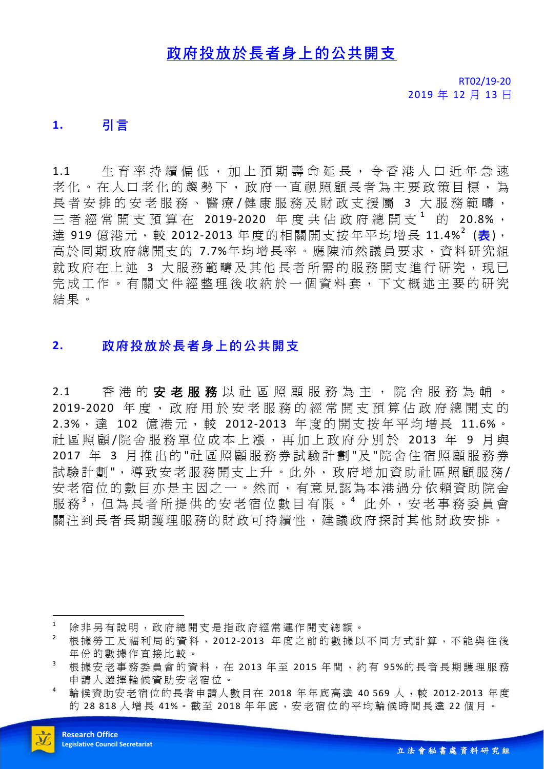# 政府投放於長者身上的公共開支

RT02/19-20
2019 年 12 月 13 日

## 1. 引言

1.1 生育率持續偏低，加上預期壽命延長，令香港人口近年急速老化。在人口老化的趨勢下，政府一直視照顧長者為主要政策目標，為長者安排的安老服務、醫療/健康服務及財政支援屬 3 大服務範疇，三者經常開支預算在 2019-2020 年度共佔政府總開支[1] 的 20.8%，達 919 億港元，較 2012-2013 年度的相關開支按年平均增長 11.4%[2] (**表**)，高於同期政府總開支的 7.7%年均增長率。應陳沛然議員要求，資料研究組就政府在上述 3 大服務範疇及其他長者所需的服務開支進行研究，現已完成工作。有關文件經整理後收納於一個資料套，下文概述主要的研究結果。

## 2. 政府投放於長者身上的公共開支

2.1 香港的**安老服務**以社區照顧服務為主，院舍服務為輔。2019-2020 年度，政府用於安老服務的經常開支預算佔政府總開支的 2.3%，達 102 億港元，較 2012-2013 年度的開支按年平均增長 11.6%。社區照顧/院舍服務單位成本上漲，再加上政府分別於 2013 年 9 月與 2017 年 3 月推出的"社區照顧服務券試驗計劃"及"院舍住宿照顧服務券試驗計劃"，導致安老服務開支上升。此外，政府增加資助社區照顧服務/安老宿位的數目亦是主因之一。然而，有意見認為本港過分依賴資助院舍服務[3]，但為長者所提供的安老宿位數目有限。[4] 此外，安老事務委員會關注到長者長期護理服務的財政可持續性，建議政府探討其他財政安排。

---

[1] 除非另有說明，政府總開支是指政府經常運作開支總額。

[2] 根據勞工及福利局的資料，2012-2013 年度之前的數據以不同方式計算，不能與往後年份的數據作直接比較。

[3] 根據安老事務委員會的資料，在 2013 年至 2015 年間，約有 95%的長者長期護理服務申請人選擇輪候資助安老宿位。

[4] 輪候資助安老宿位的長者申請人數目在 2018 年年底高達 40 569 人，較 2012-2013 年度的 28 818 人增長 41%。截至 2018 年年底，安老宿位的平均輪候時間長達 22 個月。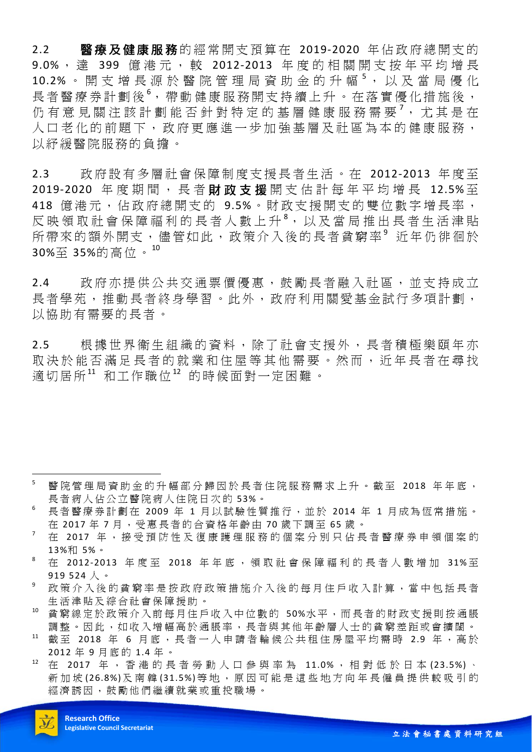2.2 **醫療及健康服務**的經常開支預算在 2019-2020 年佔政府總開支的 9.0%，達 399 億港元，較 2012-2013 年度的相關開支按年平均增長 10.2%。開支增長源於醫院管理局資助金的升幅[5]，以及當局優化長者醫療券計劃後[6]，帶動健康服務開支持續上升。在落實優化措施後，仍有意見關注該計劃能否針對特定的基層健康服務需要[7]，尤其是在人口老化的前題下，政府更應進一步加強基層及社區為本的健康服務，以紓緩醫院服務的負擔。

2.3 政府設有多層社會保障制度支援長者生活。在 2012-2013 年度至 2019-2020 年度期間，長者**財政支援**開支估計每年平均增長 12.5%至 418 億港元，佔政府總開支的 9.5%。財政支援開支的雙位數字增長率，反映領取社會保障福利的長者人數上升[8]，以及當局推出長者生活津貼所帶來的額外開支，儘管如此，政策介入後的長者貧窮率[9] 近年仍徘徊於 30%至 35%的高位。[10]

2.4 政府亦提供公共交通票價優惠，鼓勵長者融入社區，並支持成立長者學苑，推動長者終身學習。此外，政府利用關愛基金試行多項計劃，以協助有需要的長者。

2.5 根據世界衛生組織的資料，除了社會支援外，長者積極樂頤年亦取決於能否滿足長者的就業和住屋等其他需要。然而，近年長者在尋找適切居所[11] 和工作職位[12] 的時候面對一定困難。

---

[5] 醫院管理局資助金的升幅部分歸因於長者住院服務需求上升。截至 2018 年年底，長者病人佔公立醫院病人住院日次的 53%。

[6] 長者醫療券計劃在 2009 年 1 月以試驗性質推行，並於 2014 年 1 月成為恆常措施。在 2017 年 7 月，受惠長者的合資格年齡由 70 歲下調至 65 歲。

[7] 在 2017 年，接受預防性及復康護理服務的個案分別只佔長者醫療券申領個案的 13%和 5%。

[8] 在 2012-2013 年度至 2018 年年底，領取社會保障福利的長者人數增加 31%至 919 524 人。

[9] 政策介入後的貧窮率是按政府政策措施介入後的每月住戶收入計算，當中包括長者生活津貼及綜合社會保障援助。

[10] 貧窮線定於政策介入前每月住戶收入中位數的 50%水平，而長者的財政支援則按通脹調整。因此，如收入增幅高於通脹率，長者與其他年齡層人士的貧窮差距或會擴闊。

[11] 截至 2018 年 6 月底，長者一人申請者輪候公共租住房屋平均需時 2.9 年，高於 2012 年 9 月底的 1.4 年。

[12] 在 2017 年，香港的長者勞動人口參與率為 11.0%，相對低於日本(23.5%)、新加坡(26.8%)及南韓(31.5%)等地，原因可能是這些地方向年長僱員提供較吸引的經濟誘因，鼓勵他們繼續就業或重投職場。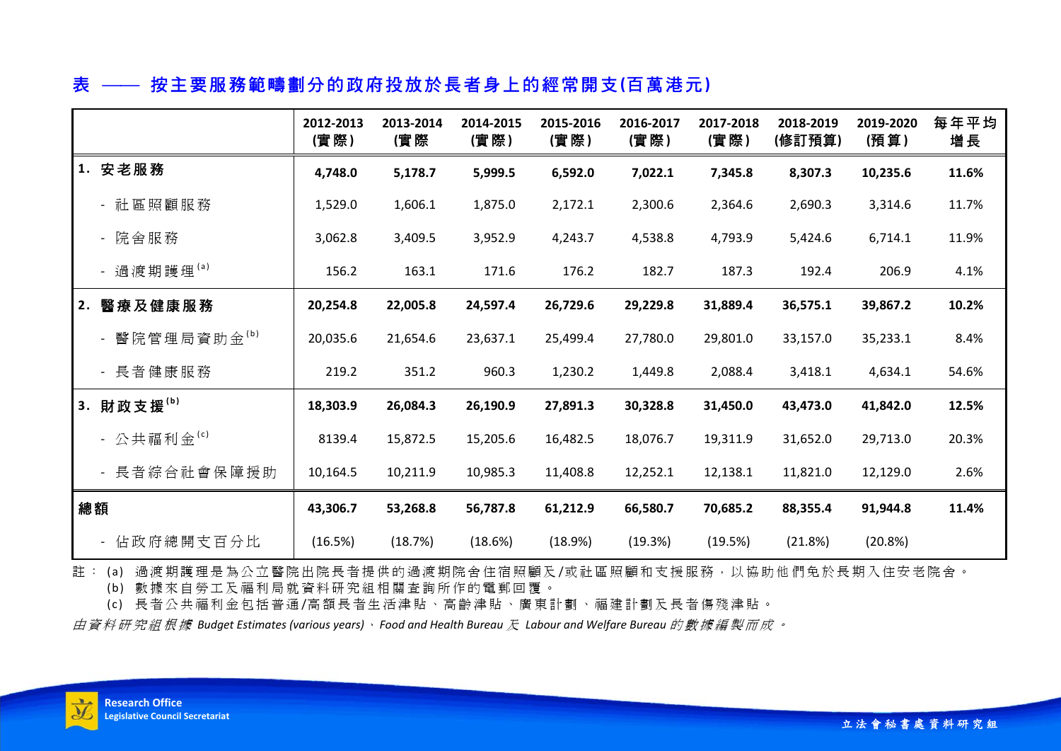## 表 —— 按主要服務範疇劃分的政府投放於長者身上的經常開支(百萬港元)

| | 2012-2013 (實際) | 2013-2014 (實際 | 2014-2015 (實際) | 2015-2016 (實際) | 2016-2017 (實際) | 2017-2018 (實際) | 2018-2019 (修訂預算) | 2019-2020 (預算) | 每年平均增長 |
|---|---|---|---|---|---|---|---|---|---|
| **1. 安老服務** | **4,748.0** | **5,178.7** | **5,999.5** | **6,592.0** | **7,022.1** | **7,345.8** | **8,307.3** | **10,235.6** | **11.6%** |
| - 社區照顧服務 | 1,529.0 | 1,606.1 | 1,875.0 | 2,172.1 | 2,300.6 | 2,364.6 | 2,690.3 | 3,314.6 | 11.7% |
| - 院舍服務 | 3,062.8 | 3,409.5 | 3,952.9 | 4,243.7 | 4,538.8 | 4,793.9 | 5,424.6 | 6,714.1 | 11.9% |
| - 過渡期護理[(a)] | 156.2 | 163.1 | 171.6 | 176.2 | 182.7 | 187.3 | 192.4 | 206.9 | 4.1% |
| **2. 醫療及健康服務** | **20,254.8** | **22,005.8** | **24,597.4** | **26,729.6** | **29,229.8** | **31,889.4** | **36,575.1** | **39,867.2** | **10.2%** |
| - 醫院管理局資助金[(b)] | 20,035.6 | 21,654.6 | 23,637.1 | 25,499.4 | 27,780.0 | 29,801.0 | 33,157.0 | 35,233.1 | 8.4% |
| - 長者健康服務 | 219.2 | 351.2 | 960.3 | 1,230.2 | 1,449.8 | 2,088.4 | 3,418.1 | 4,634.1 | 54.6% |
| **3. 財政支援[(b)]** | **18,303.9** | **26,084.3** | **26,190.9** | **27,891.3** | **30,328.8** | **31,450.0** | **43,473.0** | **41,842.0** | **12.5%** |
| - 公共福利金[(c)] | 8139.4 | 15,872.5 | 15,205.6 | 16,482.5 | 18,076.7 | 19,311.9 | 31,652.0 | 29,713.0 | 20.3% |
| - 長者綜合社會保障援助 | 10,164.5 | 10,211.9 | 10,985.3 | 11,408.8 | 12,252.1 | 12,138.1 | 11,821.0 | 12,129.0 | 2.6% |
| **總額** | **43,306.7** | **53,268.8** | **56,787.8** | **61,212.9** | **66,580.7** | **70,685.2** | **88,355.4** | **91,944.8** | **11.4%** |
| - 佔政府總開支百分比 | (16.5%) | (18.7%) | (18.6%) | (18.9%) | (19.3%) | (19.5%) | (21.8%) | (20.8%) | |

註： (a) 過渡期護理是為公立醫院出院長者提供的過渡期院舍住宿照顧及/或社區照顧和支援服務，以協助他們免於長期入住安老院舍。
(b) 數據來自勞工及福利局就資料研究組相關查詢所作的電郵回覆。
(c) 長者公共福利金包括普通/高額長者生活津貼、高齡津貼、廣東計劃、福建計劃及長者傷殘津貼。

*由資料研究組根據 Budget Estimates (various years)、Food and Health Bureau 及 Labour and Welfare Bureau 的數據編製而成。*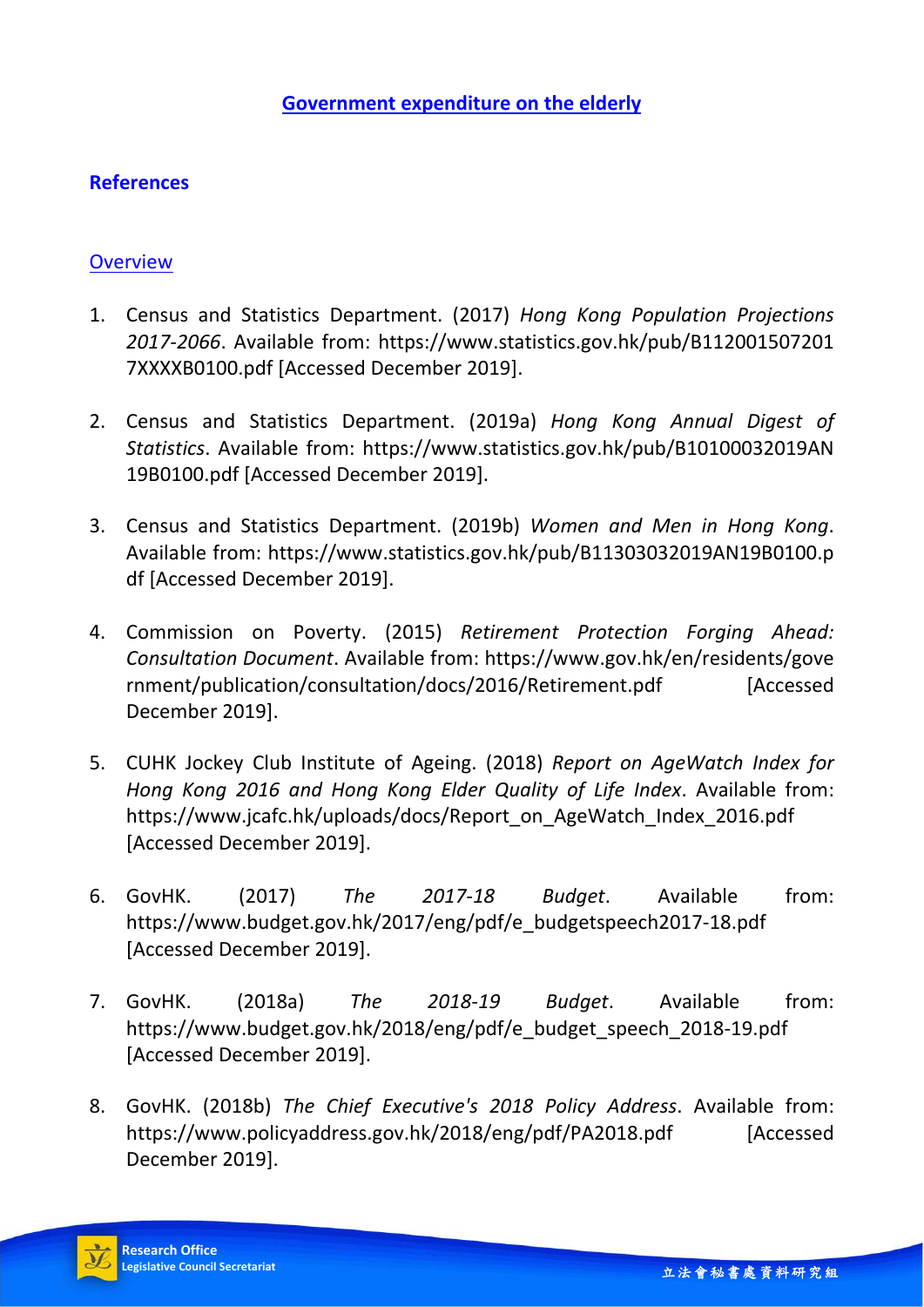# Government expenditure on the elderly

## References

### Overview

1. Census and Statistics Department. (2017) *Hong Kong Population Projections 2017-2066*. Available from: https://www.statistics.gov.hk/pub/B1120015072017XXXXB0100.pdf [Accessed December 2019].

2. Census and Statistics Department. (2019a) *Hong Kong Annual Digest of Statistics*. Available from: https://www.statistics.gov.hk/pub/B10100032019AN19B0100.pdf [Accessed December 2019].

3. Census and Statistics Department. (2019b) *Women and Men in Hong Kong*. Available from: https://www.statistics.gov.hk/pub/B11303032019AN19B0100.pdf [Accessed December 2019].

4. Commission on Poverty. (2015) *Retirement Protection Forging Ahead: Consultation Document*. Available from: https://www.gov.hk/en/residents/government/publication/consultation/docs/2016/Retirement.pdf [Accessed December 2019].

5. CUHK Jockey Club Institute of Ageing. (2018) *Report on AgeWatch Index for Hong Kong 2016 and Hong Kong Elder Quality of Life Index*. Available from: https://www.jcafc.hk/uploads/docs/Report_on_AgeWatch_Index_2016.pdf [Accessed December 2019].

6. GovHK. (2017) *The 2017-18 Budget*. Available from: https://www.budget.gov.hk/2017/eng/pdf/e_budgetspeech2017-18.pdf [Accessed December 2019].

7. GovHK. (2018a) *The 2018-19 Budget*. Available from: https://www.budget.gov.hk/2018/eng/pdf/e_budget_speech_2018-19.pdf [Accessed December 2019].

8. GovHK. (2018b) *The Chief Executive's 2018 Policy Address*. Available from: https://www.policyaddress.gov.hk/2018/eng/pdf/PA2018.pdf [Accessed December 2019].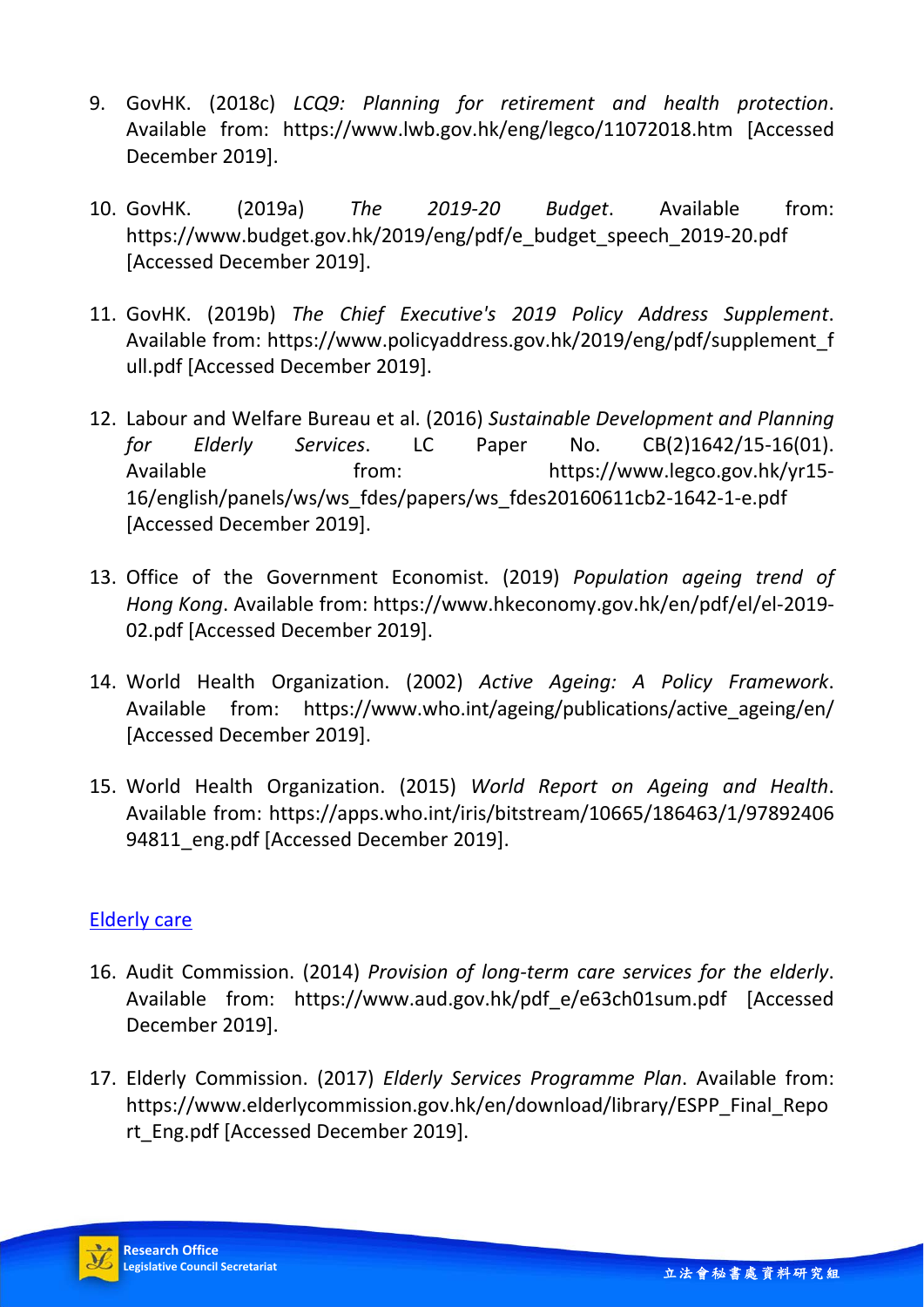9. GovHK. (2018c) *LCQ9: Planning for retirement and health protection*. Available from: https://www.lwb.gov.hk/eng/legco/11072018.htm [Accessed December 2019].

10. GovHK. (2019a) *The 2019-20 Budget*. Available from: https://www.budget.gov.hk/2019/eng/pdf/e_budget_speech_2019-20.pdf [Accessed December 2019].

11. GovHK. (2019b) *The Chief Executive's 2019 Policy Address Supplement*. Available from: https://www.policyaddress.gov.hk/2019/eng/pdf/supplement_full.pdf [Accessed December 2019].

12. Labour and Welfare Bureau et al. (2016) *Sustainable Development and Planning for Elderly Services*. LC Paper No. CB(2)1642/15-16(01). Available from: https://www.legco.gov.hk/yr15-16/english/panels/ws/ws_fdes/papers/ws_fdes20160611cb2-1642-1-e.pdf [Accessed December 2019].

13. Office of the Government Economist. (2019) *Population ageing trend of Hong Kong*. Available from: https://www.hkeconomy.gov.hk/en/pdf/el/el-2019-02.pdf [Accessed December 2019].

14. World Health Organization. (2002) *Active Ageing: A Policy Framework*. Available from: https://www.who.int/ageing/publications/active_ageing/en/ [Accessed December 2019].

15. World Health Organization. (2015) *World Report on Ageing and Health*. Available from: https://apps.who.int/iris/bitstream/10665/186463/1/9789240694811_eng.pdf [Accessed December 2019].

## Elderly care

16. Audit Commission. (2014) *Provision of long-term care services for the elderly*. Available from: https://www.aud.gov.hk/pdf_e/e63ch01sum.pdf [Accessed December 2019].

17. Elderly Commission. (2017) *Elderly Services Programme Plan*. Available from: https://www.elderlycommission.gov.hk/en/download/library/ESPP_Final_Report_Eng.pdf [Accessed December 2019].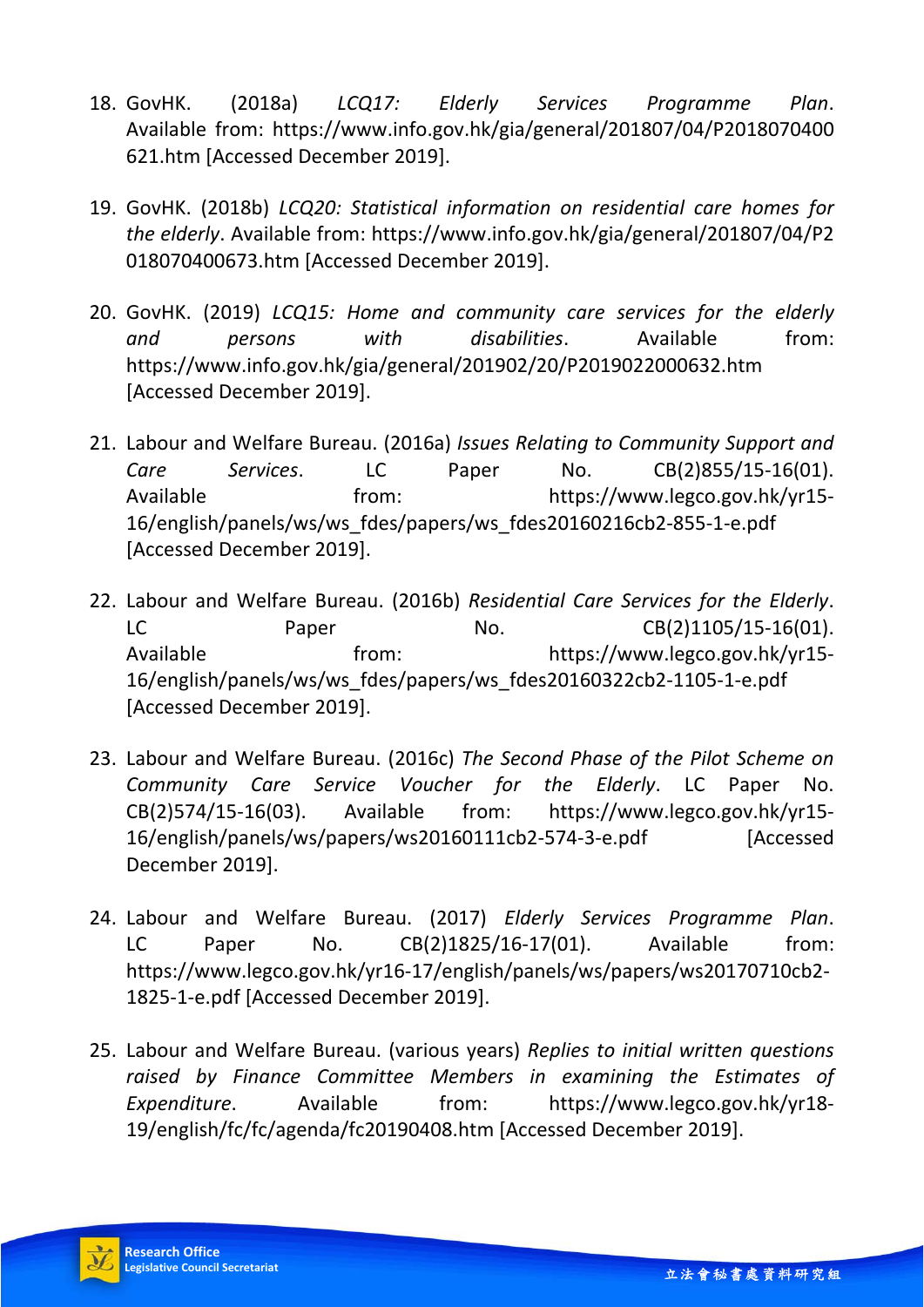18. GovHK. (2018a) *LCQ17: Elderly Services Programme Plan*. Available from: https://www.info.gov.hk/gia/general/201807/04/P2018070400621.htm [Accessed December 2019].

19. GovHK. (2018b) *LCQ20: Statistical information on residential care homes for the elderly*. Available from: https://www.info.gov.hk/gia/general/201807/04/P2018070400673.htm [Accessed December 2019].

20. GovHK. (2019) *LCQ15: Home and community care services for the elderly and persons with disabilities*. Available from: https://www.info.gov.hk/gia/general/201902/20/P2019022000632.htm [Accessed December 2019].

21. Labour and Welfare Bureau. (2016a) *Issues Relating to Community Support and Care Services*. LC Paper No. CB(2)855/15-16(01). Available from: https://www.legco.gov.hk/yr15-16/english/panels/ws/ws_fdes/papers/ws_fdes20160216cb2-855-1-e.pdf [Accessed December 2019].

22. Labour and Welfare Bureau. (2016b) *Residential Care Services for the Elderly*. LC Paper No. CB(2)1105/15-16(01). Available from: https://www.legco.gov.hk/yr15-16/english/panels/ws/ws_fdes/papers/ws_fdes20160322cb2-1105-1-e.pdf [Accessed December 2019].

23. Labour and Welfare Bureau. (2016c) *The Second Phase of the Pilot Scheme on Community Care Service Voucher for the Elderly*. LC Paper No. CB(2)574/15-16(03). Available from: https://www.legco.gov.hk/yr15-16/english/panels/ws/papers/ws20160111cb2-574-3-e.pdf [Accessed December 2019].

24. Labour and Welfare Bureau. (2017) *Elderly Services Programme Plan*. LC Paper No. CB(2)1825/16-17(01). Available from: https://www.legco.gov.hk/yr16-17/english/panels/ws/papers/ws20170710cb2-1825-1-e.pdf [Accessed December 2019].

25. Labour and Welfare Bureau. (various years) *Replies to initial written questions raised by Finance Committee Members in examining the Estimates of Expenditure*. Available from: https://www.legco.gov.hk/yr18-19/english/fc/fc/agenda/fc20190408.htm [Accessed December 2019].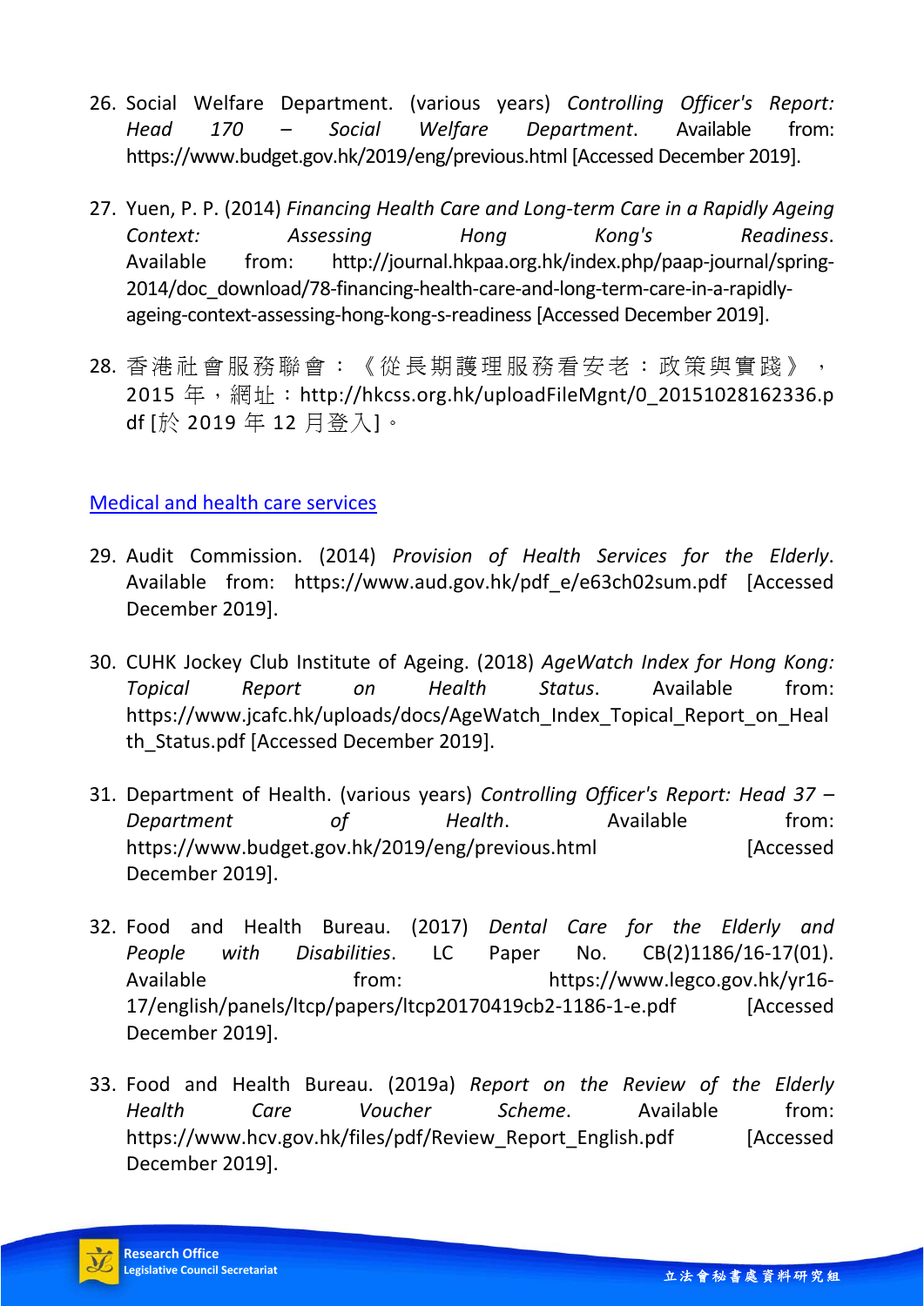26. Social Welfare Department. (various years) *Controlling Officer's Report: Head 170 – Social Welfare Department*. Available from: https://www.budget.gov.hk/2019/eng/previous.html [Accessed December 2019].

27. Yuen, P. P. (2014) *Financing Health Care and Long-term Care in a Rapidly Ageing Context: Assessing Hong Kong's Readiness*. Available from: http://journal.hkpaa.org.hk/index.php/paap-journal/spring-2014/doc_download/78-financing-health-care-and-long-term-care-in-a-rapidly-ageing-context-assessing-hong-kong-s-readiness [Accessed December 2019].

28. 香港社會服務聯會：《從長期護理服務看安老：政策與實踐》，2015 年，網址：http://hkcss.org.hk/uploadFileMgnt/0_20151028162336.pdf [於 2019 年 12 月登入]。

## Medical and health care services

29. Audit Commission. (2014) *Provision of Health Services for the Elderly*. Available from: https://www.aud.gov.hk/pdf_e/e63ch02sum.pdf [Accessed December 2019].

30. CUHK Jockey Club Institute of Ageing. (2018) *AgeWatch Index for Hong Kong: Topical Report on Health Status*. Available from: https://www.jcafc.hk/uploads/docs/AgeWatch_Index_Topical_Report_on_Health_Status.pdf [Accessed December 2019].

31. Department of Health. (various years) *Controlling Officer's Report: Head 37 – Department of Health*. Available from: https://www.budget.gov.hk/2019/eng/previous.html [Accessed December 2019].

32. Food and Health Bureau. (2017) *Dental Care for the Elderly and People with Disabilities*. LC Paper No. CB(2)1186/16-17(01). Available from: https://www.legco.gov.hk/yr16-17/english/panels/ltcp/papers/ltcp20170419cb2-1186-1-e.pdf [Accessed December 2019].

33. Food and Health Bureau. (2019a) *Report on the Review of the Elderly Health Care Voucher Scheme*. Available from: https://www.hcv.gov.hk/files/pdf/Review_Report_English.pdf [Accessed December 2019].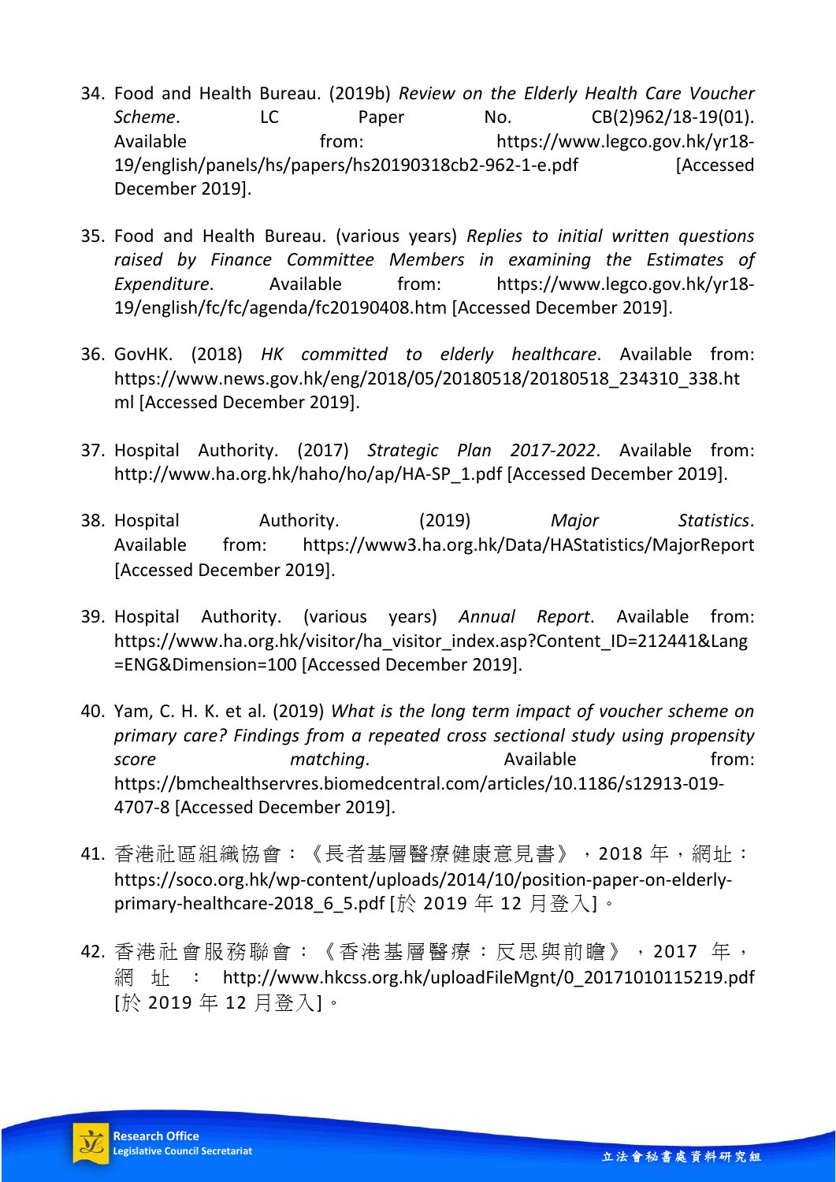34. Food and Health Bureau. (2019b) *Review on the Elderly Health Care Voucher Scheme*. LC Paper No. CB(2)962/18-19(01). Available from: https://www.legco.gov.hk/yr18-19/english/panels/hs/papers/hs20190318cb2-962-1-e.pdf [Accessed December 2019].

35. Food and Health Bureau. (various years) *Replies to initial written questions raised by Finance Committee Members in examining the Estimates of Expenditure*. Available from: https://www.legco.gov.hk/yr18-19/english/fc/fc/agenda/fc20190408.htm [Accessed December 2019].

36. GovHK. (2018) *HK committed to elderly healthcare*. Available from: https://www.news.gov.hk/eng/2018/05/20180518/20180518_234310_338.html [Accessed December 2019].

37. Hospital Authority. (2017) *Strategic Plan 2017-2022*. Available from: http://www.ha.org.hk/haho/ho/ap/HA-SP_1.pdf [Accessed December 2019].

38. Hospital Authority. (2019) *Major Statistics*. Available from: https://www3.ha.org.hk/Data/HAStatistics/MajorReport [Accessed December 2019].

39. Hospital Authority. (various years) *Annual Report*. Available from: https://www.ha.org.hk/visitor/ha_visitor_index.asp?Content_ID=212441&Lang=ENG&Dimension=100 [Accessed December 2019].

40. Yam, C. H. K. et al. (2019) *What is the long term impact of voucher scheme on primary care? Findings from a repeated cross sectional study using propensity score matching*. Available from: https://bmchealthservres.biomedcentral.com/articles/10.1186/s12913-019-4707-8 [Accessed December 2019].

41. 香港社區組織協會：《長者基層醫療健康意見書》，2018 年，網址：https://soco.org.hk/wp-content/uploads/2014/10/position-paper-on-elderly-primary-healthcare-2018_6_5.pdf [於 2019 年 12 月登入]。

42. 香港社會服務聯會：《香港基層醫療：反思與前瞻》，2017 年，網址：http://www.hkcss.org.hk/uploadFileMgnt/0_20171010115219.pdf [於 2019 年 12 月登入]。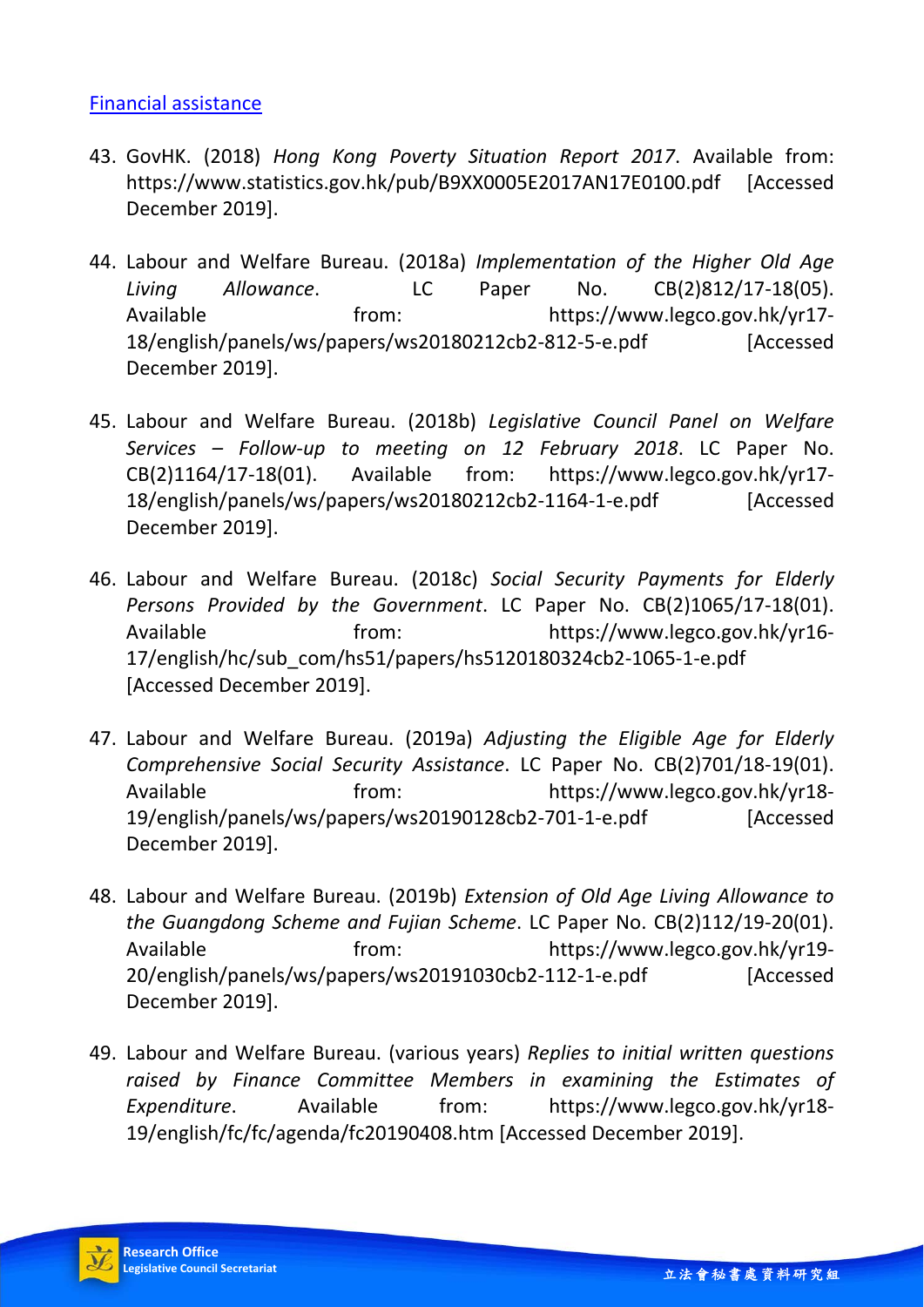[Financial assistance]

43. GovHK. (2018) *Hong Kong Poverty Situation Report 2017*. Available from: https://www.statistics.gov.hk/pub/B9XX0005E2017AN17E0100.pdf [Accessed December 2019].

44. Labour and Welfare Bureau. (2018a) *Implementation of the Higher Old Age Living Allowance*. LC Paper No. CB(2)812/17-18(05). Available from: https://www.legco.gov.hk/yr17-18/english/panels/ws/papers/ws20180212cb2-812-5-e.pdf [Accessed December 2019].

45. Labour and Welfare Bureau. (2018b) *Legislative Council Panel on Welfare Services – Follow-up to meeting on 12 February 2018*. LC Paper No. CB(2)1164/17-18(01). Available from: https://www.legco.gov.hk/yr17-18/english/panels/ws/papers/ws20180212cb2-1164-1-e.pdf [Accessed December 2019].

46. Labour and Welfare Bureau. (2018c) *Social Security Payments for Elderly Persons Provided by the Government*. LC Paper No. CB(2)1065/17-18(01). Available from: https://www.legco.gov.hk/yr16-17/english/hc/sub_com/hs51/papers/hs5120180324cb2-1065-1-e.pdf [Accessed December 2019].

47. Labour and Welfare Bureau. (2019a) *Adjusting the Eligible Age for Elderly Comprehensive Social Security Assistance*. LC Paper No. CB(2)701/18-19(01). Available from: https://www.legco.gov.hk/yr18-19/english/panels/ws/papers/ws20190128cb2-701-1-e.pdf [Accessed December 2019].

48. Labour and Welfare Bureau. (2019b) *Extension of Old Age Living Allowance to the Guangdong Scheme and Fujian Scheme*. LC Paper No. CB(2)112/19-20(01). Available from: https://www.legco.gov.hk/yr19-20/english/panels/ws/papers/ws20191030cb2-112-1-e.pdf [Accessed December 2019].

49. Labour and Welfare Bureau. (various years) *Replies to initial written questions raised by Finance Committee Members in examining the Estimates of Expenditure*. Available from: https://www.legco.gov.hk/yr18-19/english/fc/fc/agenda/fc20190408.htm [Accessed December 2019].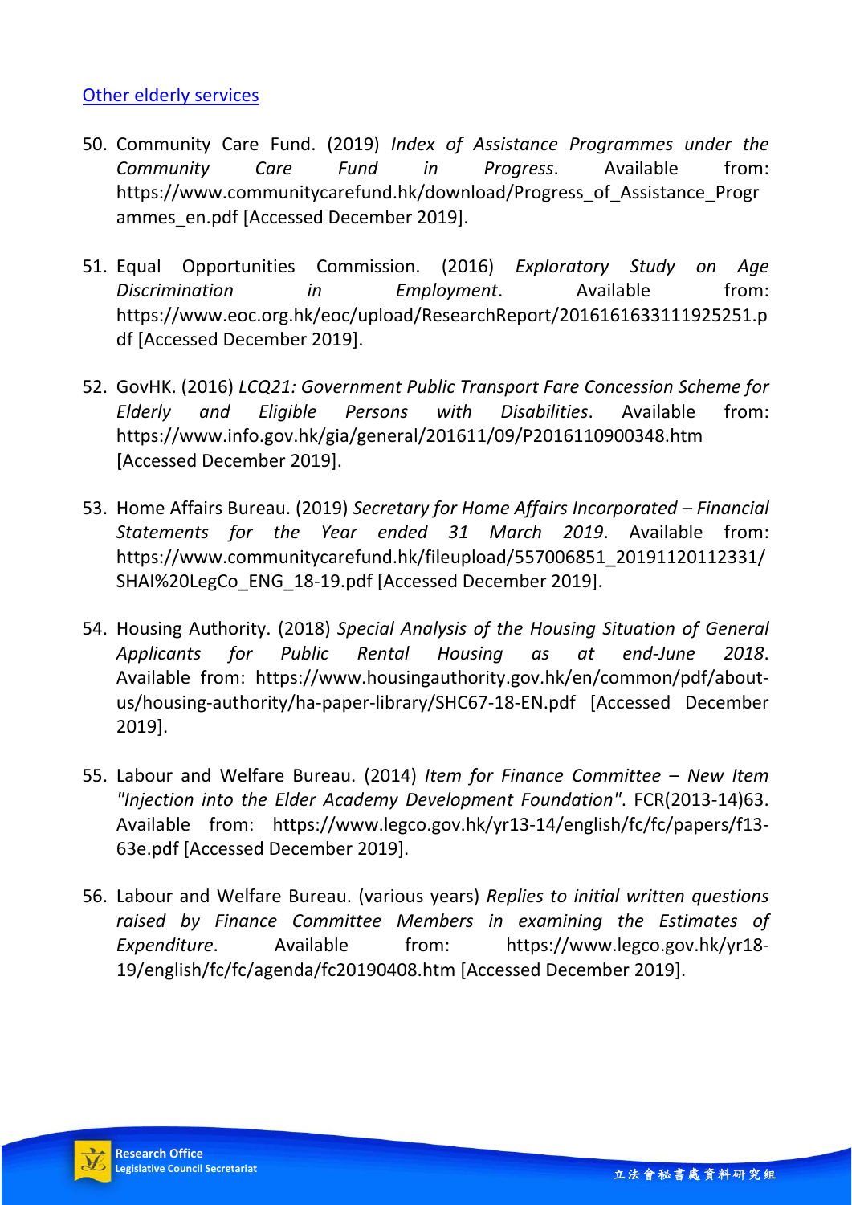[Other elderly services]()

50. Community Care Fund. (2019) *Index of Assistance Programmes under the Community Care Fund in Progress*. Available from: https://www.communitycarefund.hk/download/Progress_of_Assistance_Programmes_en.pdf [Accessed December 2019].

51. Equal Opportunities Commission. (2016) *Exploratory Study on Age Discrimination in Employment*. Available from: https://www.eoc.org.hk/eoc/upload/ResearchReport/2016161633111925251.pdf [Accessed December 2019].

52. GovHK. (2016) *LCQ21: Government Public Transport Fare Concession Scheme for Elderly and Eligible Persons with Disabilities*. Available from: https://www.info.gov.hk/gia/general/201611/09/P2016110900348.htm [Accessed December 2019].

53. Home Affairs Bureau. (2019) *Secretary for Home Affairs Incorporated – Financial Statements for the Year ended 31 March 2019*. Available from: https://www.communitycarefund.hk/fileupload/557006851_20191120112331/SHAI%20LegCo_ENG_18-19.pdf [Accessed December 2019].

54. Housing Authority. (2018) *Special Analysis of the Housing Situation of General Applicants for Public Rental Housing as at end-June 2018*. Available from: https://www.housingauthority.gov.hk/en/common/pdf/about-us/housing-authority/ha-paper-library/SHC67-18-EN.pdf [Accessed December 2019].

55. Labour and Welfare Bureau. (2014) *Item for Finance Committee – New Item "Injection into the Elder Academy Development Foundation"*. FCR(2013-14)63. Available from: https://www.legco.gov.hk/yr13-14/english/fc/fc/papers/f13-63e.pdf [Accessed December 2019].

56. Labour and Welfare Bureau. (various years) *Replies to initial written questions raised by Finance Committee Members in examining the Estimates of Expenditure*. Available from: https://www.legco.gov.hk/yr18-19/english/fc/fc/agenda/fc20190408.htm [Accessed December 2019].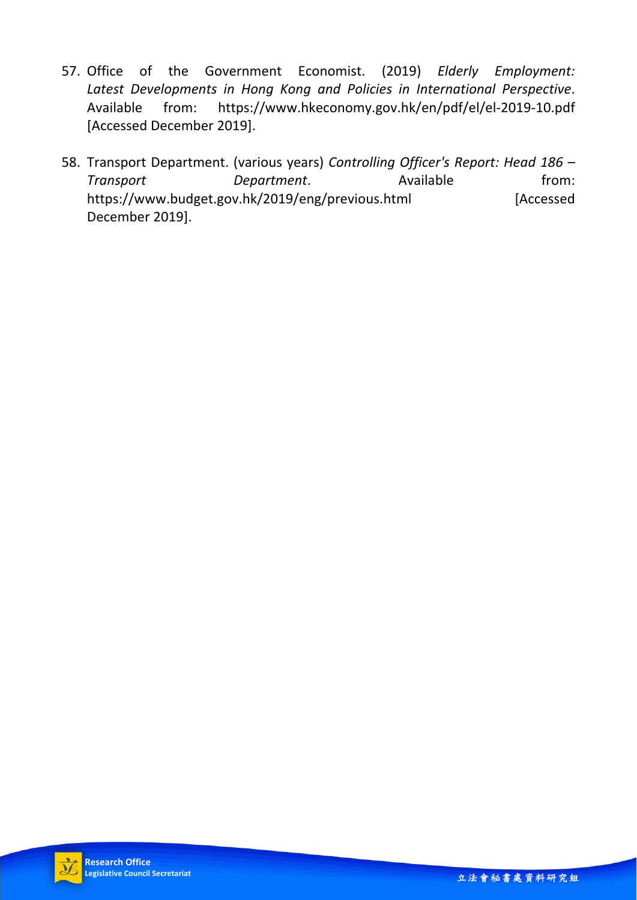57. Office of the Government Economist. (2019) *Elderly Employment: Latest Developments in Hong Kong and Policies in International Perspective*. Available from: https://www.hkeconomy.gov.hk/en/pdf/el/el-2019-10.pdf [Accessed December 2019].

58. Transport Department. (various years) *Controlling Officer's Report: Head 186 – Transport Department*. Available from: https://www.budget.gov.hk/2019/eng/previous.html [Accessed December 2019].